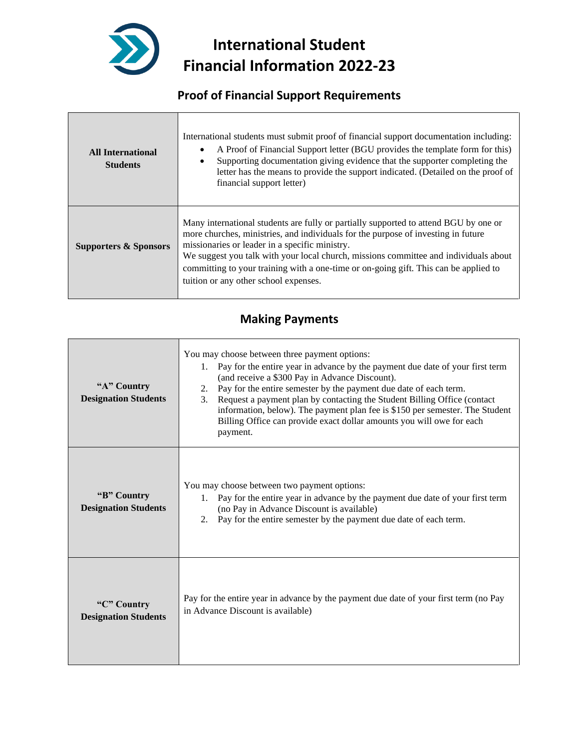# International Student Financial Information 2022-23

## Proof of Financial Support Requirements

| | |
|---|---|
| **All International Students** | International students must submit proof of financial support documentation including:<br>• A Proof of Financial Support letter (BGU provides the template form for this)<br>• Supporting documentation giving evidence that the supporter completing the letter has the means to provide the support indicated. (Detailed on the proof of financial support letter) |
| **Supporters & Sponsors** | Many international students are fully or partially supported to attend BGU by one or more churches, ministries, and individuals for the purpose of investing in future missionaries or leader in a specific ministry.<br>We suggest you talk with your local church, missions committee and individuals about committing to your training with a one-time or on-going gift. This can be applied to tuition or any other school expenses. |

## Making Payments

| | |
|---|---|
| **"A" Country Designation Students** | You may choose between three payment options:<br>1. Pay for the entire year in advance by the payment due date of your first term (and receive a $300 Pay in Advance Discount).<br>2. Pay for the entire semester by the payment due date of each term.<br>3. Request a payment plan by contacting the Student Billing Office (contact information, below). The payment plan fee is $150 per semester. The Student Billing Office can provide exact dollar amounts you will owe for each payment. |
| **"B" Country Designation Students** | You may choose between two payment options:<br>1. Pay for the entire year in advance by the payment due date of your first term (no Pay in Advance Discount is available)<br>2. Pay for the entire semester by the payment due date of each term. |
| **"C" Country Designation Students** | Pay for the entire year in advance by the payment due date of your first term (no Pay in Advance Discount is available) |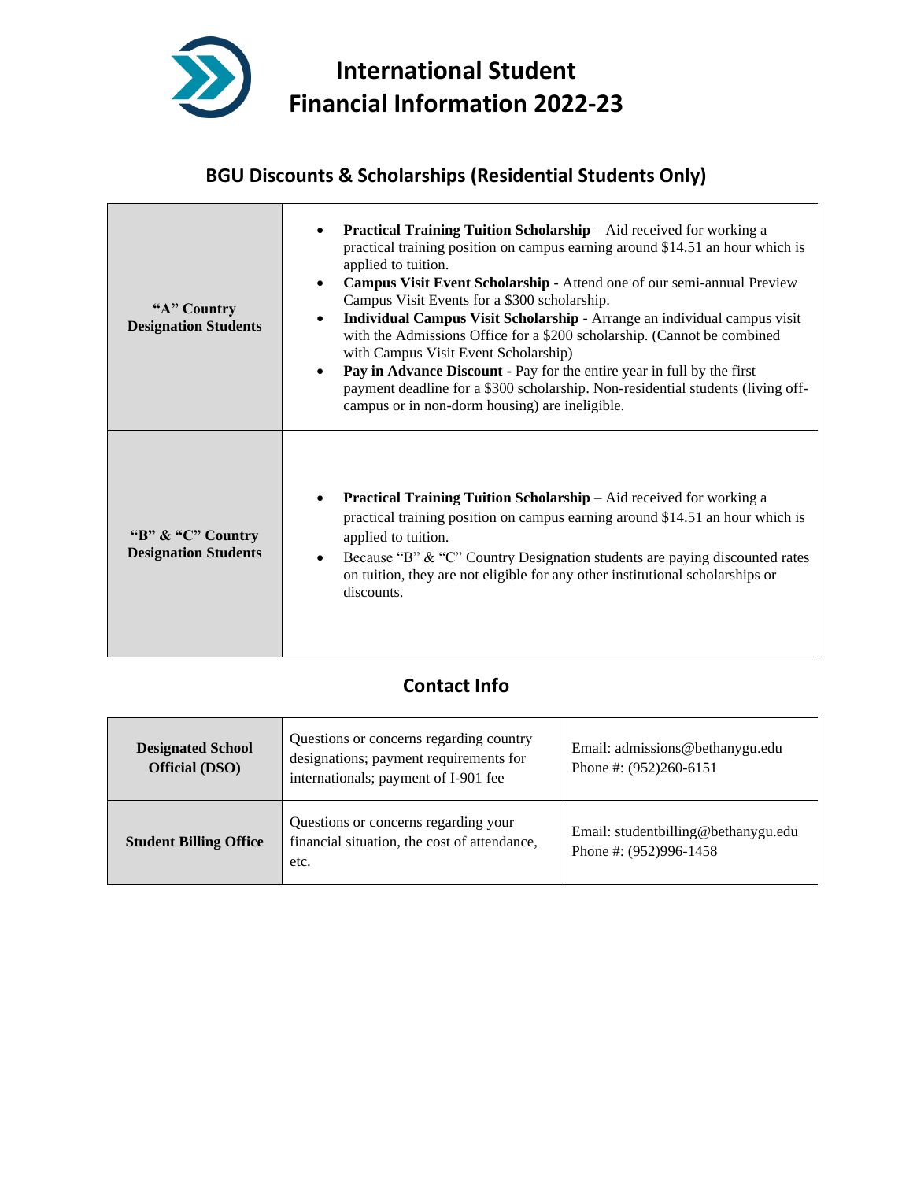# International Student Financial Information 2022-23

## BGU Discounts & Scholarships (Residential Students Only)

| | |
|---|---|
| **"A" Country Designation Students** | • **Practical Training Tuition Scholarship** – Aid received for working a practical training position on campus earning around $14.51 an hour which is applied to tuition.<br>• **Campus Visit Event Scholarship** - Attend one of our semi-annual Preview Campus Visit Events for a $300 scholarship.<br>• **Individual Campus Visit Scholarship** - Arrange an individual campus visit with the Admissions Office for a $200 scholarship. (Cannot be combined with Campus Visit Event Scholarship)<br>• **Pay in Advance Discount** - Pay for the entire year in full by the first payment deadline for a $300 scholarship. Non-residential students (living off-campus or in non-dorm housing) are ineligible. |
| **"B" & "C" Country Designation Students** | • **Practical Training Tuition Scholarship** – Aid received for working a practical training position on campus earning around $14.51 an hour which is applied to tuition.<br>• Because "B" & "C" Country Designation students are paying discounted rates on tuition, they are not eligible for any other institutional scholarships or discounts. |

## Contact Info

| | | |
|---|---|---|
| **Designated School Official (DSO)** | Questions or concerns regarding country designations; payment requirements for internationals; payment of I-901 fee | Email: admissions@bethanygu.edu<br>Phone #: (952)260-6151 |
| **Student Billing Office** | Questions or concerns regarding your financial situation, the cost of attendance, etc. | Email: studentbilling@bethanygu.edu<br>Phone #: (952)996-1458 |